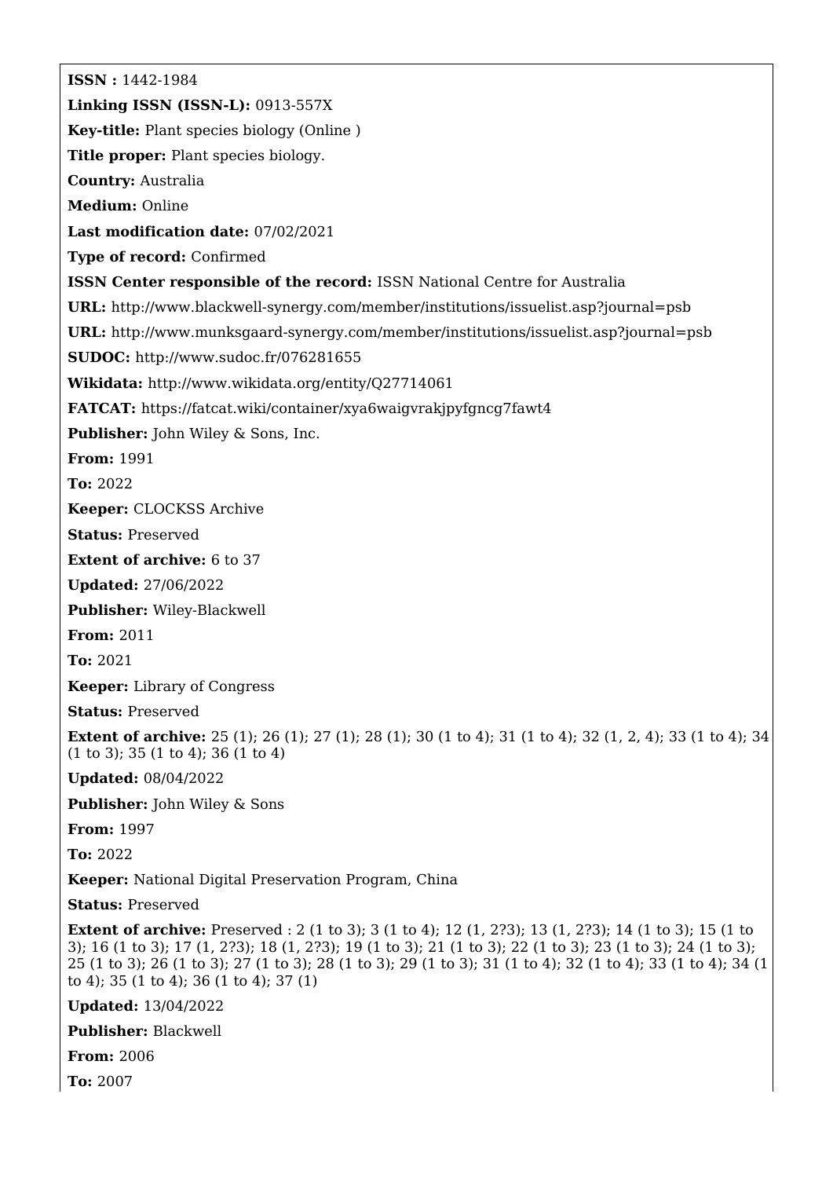**ISSN :** 1442-1984

**Linking ISSN (ISSN-L):** 0913-557X

**Key-title:** Plant species biology (Online )

**Title proper:** Plant species biology.

**Country:** Australia

**Medium:** Online

**Last modification date:** 07/02/2021

**Type of record:** Confirmed

**ISSN Center responsible of the record:** ISSN National Centre for Australia

**URL:** http://www.blackwell-synergy.com/member/institutions/issuelist.asp?journal=psb

**URL:** http://www.munksgaard-synergy.com/member/institutions/issuelist.asp?journal=psb

**SUDOC:** http://www.sudoc.fr/076281655

**Wikidata:** http://www.wikidata.org/entity/Q27714061

**FATCAT:** https://fatcat.wiki/container/xya6waigvrakjpyfgncg7fawt4

**Publisher:** John Wiley & Sons, Inc.

**From:** 1991

**To:** 2022

**Keeper:** CLOCKSS Archive

**Status:** Preserved

**Extent of archive:** 6 to 37

**Updated:** 27/06/2022

**Publisher:** Wiley-Blackwell

**From:** 2011

**To:** 2021

**Keeper:** Library of Congress

**Status:** Preserved

**Extent of archive:** 25 (1); 26 (1); 27 (1); 28 (1); 30 (1 to 4); 31 (1 to 4); 32 (1, 2, 4); 33 (1 to 4); 34 (1 to 3); 35 (1 to 4); 36 (1 to 4)

**Updated:** 08/04/2022

**Publisher:** John Wiley & Sons

**From:** 1997

**To:** 2022

**Keeper:** National Digital Preservation Program, China

**Status:** Preserved

**Extent of archive:** Preserved : 2 (1 to 3); 3 (1 to 4); 12 (1, 2?3); 13 (1, 2?3); 14 (1 to 3); 15 (1 to 3); 16 (1 to 3); 17 (1, 2?3); 18 (1, 2?3); 19 (1 to 3); 21 (1 to 3); 22 (1 to 3); 23 (1 to 3); 24 (1 to 3); 25 (1 to 3); 26 (1 to 3); 27 (1 to 3); 28 (1 to 3); 29 (1 to 3); 31 (1 to 4); 32 (1 to 4); 33 (1 to 4); 34 (1 to 4); 35 (1 to 4); 36 (1 to 4); 37 (1)

**Updated:** 13/04/2022

**Publisher:** Blackwell

**From:** 2006

**To:** 2007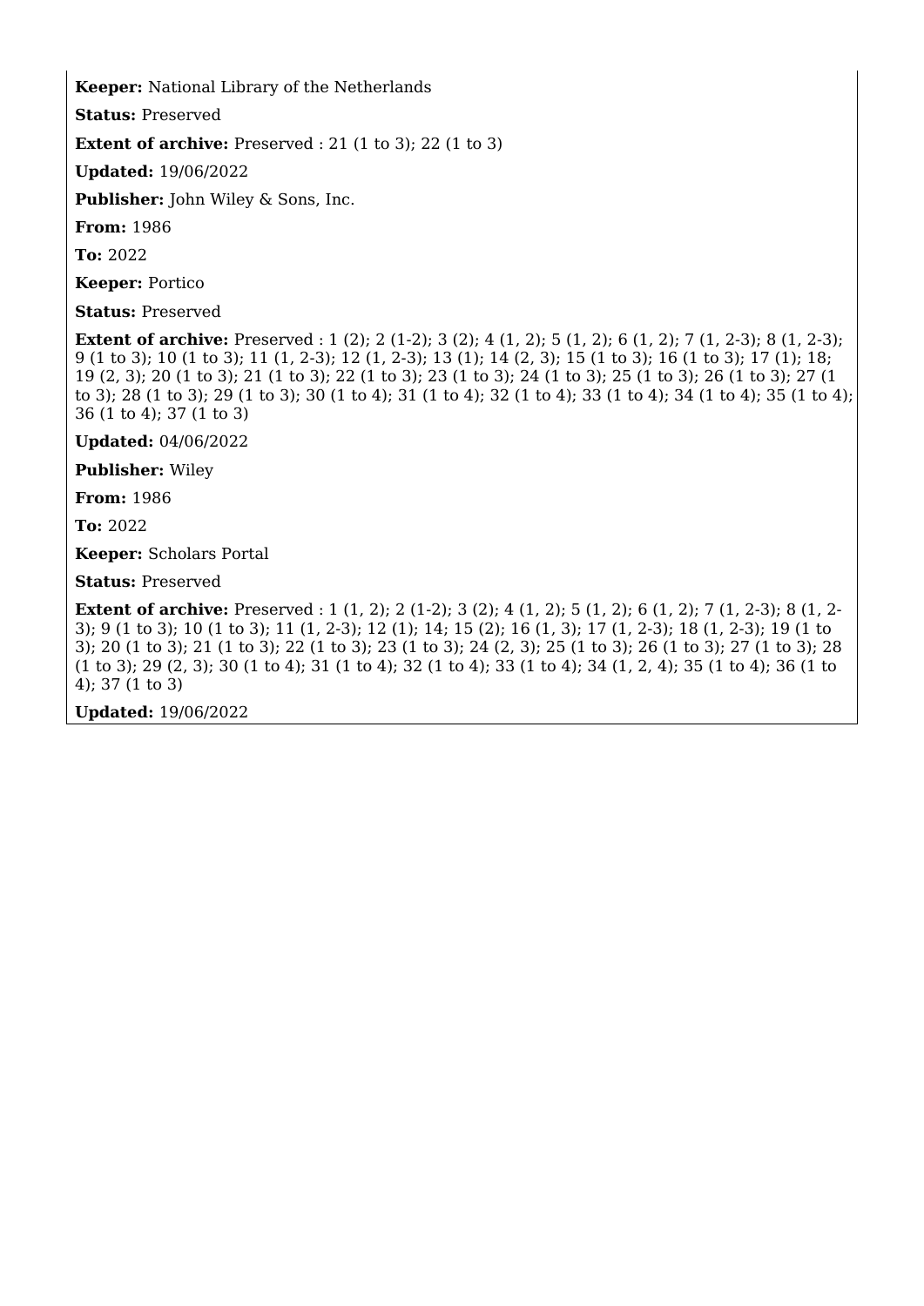**Keeper:** National Library of the Netherlands

**Status:** Preserved

**Extent of archive:** Preserved : 21 (1 to 3); 22 (1 to 3)

**Updated:** 19/06/2022

**Publisher:** John Wiley & Sons, Inc.

**From:** 1986

**To:** 2022

**Keeper:** Portico

**Status:** Preserved

**Extent of archive:** Preserved : 1 (2); 2 (1-2); 3 (2); 4 (1, 2); 5 (1, 2); 6 (1, 2); 7 (1, 2-3); 8 (1, 2-3); 9 (1 to 3); 10 (1 to 3); 11 (1, 2-3); 12 (1, 2-3); 13 (1); 14 (2, 3); 15 (1 to 3); 16 (1 to 3); 17 (1); 18; 19 (2, 3); 20 (1 to 3); 21 (1 to 3); 22 (1 to 3); 23 (1 to 3); 24 (1 to 3); 25 (1 to 3); 26 (1 to 3); 27 (1 to 3); 28 (1 to 3); 29 (1 to 3); 30 (1 to 4); 31 (1 to 4); 32 (1 to 4); 33 (1 to 4); 34 (1 to 4); 35 (1 to 4); 36 (1 to 4); 37 (1 to 3)

**Updated:** 04/06/2022

**Publisher:** Wiley

**From:** 1986

**To:** 2022

**Keeper:** Scholars Portal

**Status:** Preserved

**Extent of archive:** Preserved : 1 (1, 2); 2 (1-2); 3 (2); 4 (1, 2); 5 (1, 2); 6 (1, 2); 7 (1, 2-3); 8 (1, 2-3); 9 (1 to 3); 10 (1 to 3); 11 (1, 2-3); 12 (1); 14; 15 (2); 16 (1, 3); 17 (1, 2-3); 18 (1, 2-3); 19 (1 to 3); 20 (1 to 3); 21 (1 to 3); 22 (1 to 3); 23 (1 to 3); 24 (2, 3); 25 (1 to 3); 26 (1 to 3); 27 (1 to 3); 28 (1 to 3); 29 (2, 3); 30 (1 to 4); 31 (1 to 4); 32 (1 to 4); 33 (1 to 4); 34 (1, 2, 4); 35 (1 to 4); 36 (1 to 4); 37 (1 to 3)

**Updated:** 19/06/2022